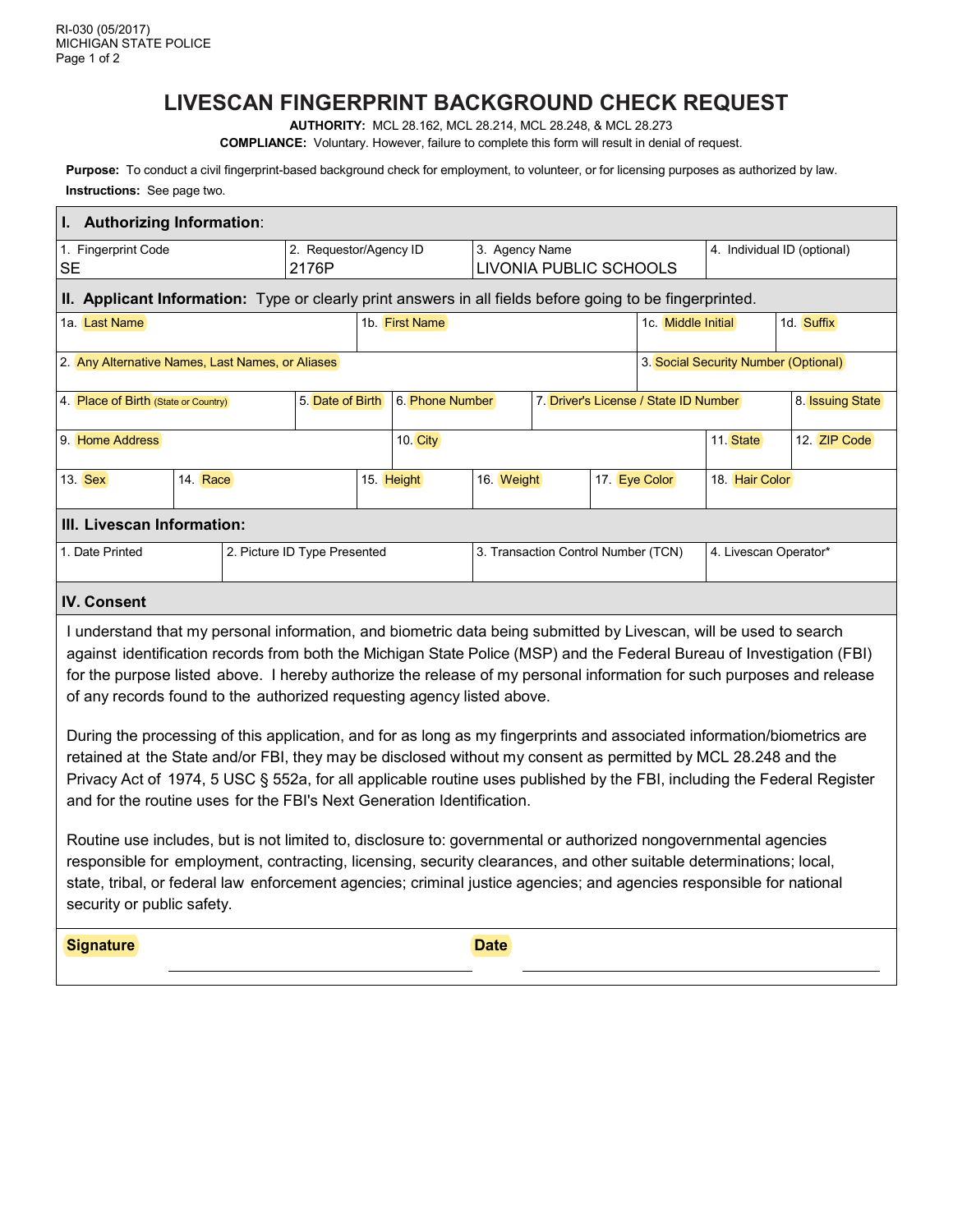# LIVESCAN FINGERPRINT BACKGROUND CHECK REQUEST

**AUTHORITY:** MCL 28.162, MCL 28.214, MCL 28.248, & MCL 28.273

**COMPLIANCE:** Voluntary. However, failure to complete this form will result in denial of request.

**Purpose:** To conduct a civil fingerprint-based background check for employment, to volunteer, or for licensing purposes as authorized by law.

**Instructions:** See page two.

## I. Authorizing Information:

| 1. Fingerprint Code | 2. Requestor/Agency ID | 3. Agency Name | 4. Individual ID (optional) |
|---|---|---|---|
| SE | 2176P | LIVONIA PUBLIC SCHOOLS | |

## II. Applicant Information: Type or clearly print answers in all fields before going to be fingerprinted.

| 1a. Last Name | 1b. First Name | 1c. Middle Initial | 1d. Suffix |
|---|---|---|---|
| | | | |

| 2. Any Alternative Names, Last Names, or Aliases | 3. Social Security Number (Optional) |
|---|---|
| | |

| 4. Place of Birth (State or Country) | 5. Date of Birth | 6. Phone Number | 7. Driver's License / State ID Number | 8. Issuing State |
|---|---|---|---|---|
| | | | | |

| 9. Home Address | 10. City | 11. State | 12. ZIP Code |
|---|---|---|---|
| | | | |

| 13. Sex | 14. Race | 15. Height | 16. Weight | 17. Eye Color | 18. Hair Color |
|---|---|---|---|---|---|
| | | | | | |

## III. Livescan Information:

| 1. Date Printed | 2. Picture ID Type Presented | 3. Transaction Control Number (TCN) | 4. Livescan Operator* |
|---|---|---|---|
| | | | |

## IV. Consent

I understand that my personal information, and biometric data being submitted by Livescan, will be used to search against identification records from both the Michigan State Police (MSP) and the Federal Bureau of Investigation (FBI) for the purpose listed above. I hereby authorize the release of my personal information for such purposes and release of any records found to the authorized requesting agency listed above.

During the processing of this application, and for as long as my fingerprints and associated information/biometrics are retained at the State and/or FBI, they may be disclosed without my consent as permitted by MCL 28.248 and the Privacy Act of 1974, 5 USC § 552a, for all applicable routine uses published by the FBI, including the Federal Register and for the routine uses for the FBI's Next Generation Identification.

Routine use includes, but is not limited to, disclosure to: governmental or authorized nongovernmental agencies responsible for employment, contracting, licensing, security clearances, and other suitable determinations; local, state, tribal, or federal law enforcement agencies; criminal justice agencies; and agencies responsible for national security or public safety.

**Signature** ______________________________ **Date** ______________________________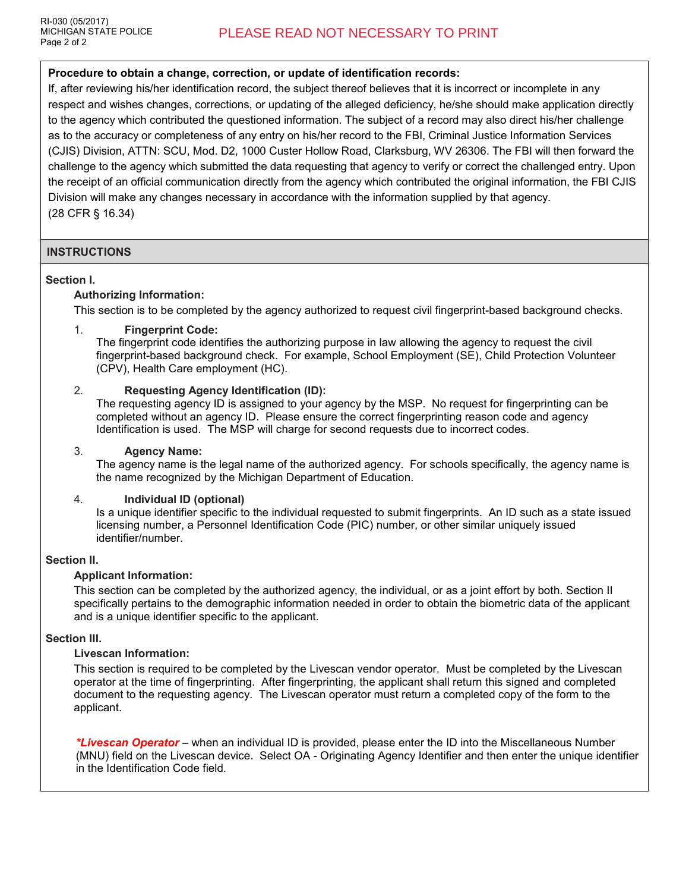PLEASE READ NOT NECESSARY TO PRINT

**Procedure to obtain a change, correction, or update of identification records:**

If, after reviewing his/her identification record, the subject thereof believes that it is incorrect or incomplete in any respect and wishes changes, corrections, or updating of the alleged deficiency, he/she should make application directly to the agency which contributed the questioned information. The subject of a record may also direct his/her challenge as to the accuracy or completeness of any entry on his/her record to the FBI, Criminal Justice Information Services (CJIS) Division, ATTN: SCU, Mod. D2, 1000 Custer Hollow Road, Clarksburg, WV 26306. The FBI will then forward the challenge to the agency which submitted the data requesting that agency to verify or correct the challenged entry. Upon the receipt of an official communication directly from the agency which contributed the original information, the FBI CJIS Division will make any changes necessary in accordance with the information supplied by that agency.
(28 CFR § 16.34)

## INSTRUCTIONS

### Section I.

**Authorizing Information:**

This section is to be completed by the agency authorized to request civil fingerprint-based background checks.

1. **Fingerprint Code:**
   The fingerprint code identifies the authorizing purpose in law allowing the agency to request the civil fingerprint-based background check. For example, School Employment (SE), Child Protection Volunteer (CPV), Health Care employment (HC).

2. **Requesting Agency Identification (ID):**
   The requesting agency ID is assigned to your agency by the MSP. No request for fingerprinting can be completed without an agency ID. Please ensure the correct fingerprinting reason code and agency Identification is used. The MSP will charge for second requests due to incorrect codes.

3. **Agency Name:**
   The agency name is the legal name of the authorized agency. For schools specifically, the agency name is the name recognized by the Michigan Department of Education.

4. **Individual ID (optional)**
   Is a unique identifier specific to the individual requested to submit fingerprints. An ID such as a state issued licensing number, a Personnel Identification Code (PIC) number, or other similar uniquely issued identifier/number.

### Section II.

**Applicant Information:**

This section can be completed by the authorized agency, the individual, or as a joint effort by both. Section II specifically pertains to the demographic information needed in order to obtain the biometric data of the applicant and is a unique identifier specific to the applicant.

### Section III.

**Livescan Information:**

This section is required to be completed by the Livescan vendor operator. Must be completed by the Livescan operator at the time of fingerprinting. After fingerprinting, the applicant shall return this signed and completed document to the requesting agency. The Livescan operator must return a completed copy of the form to the applicant.

***Livescan Operator*** – when an individual ID is provided, please enter the ID into the Miscellaneous Number (MNU) field on the Livescan device. Select OA - Originating Agency Identifier and then enter the unique identifier in the Identification Code field.